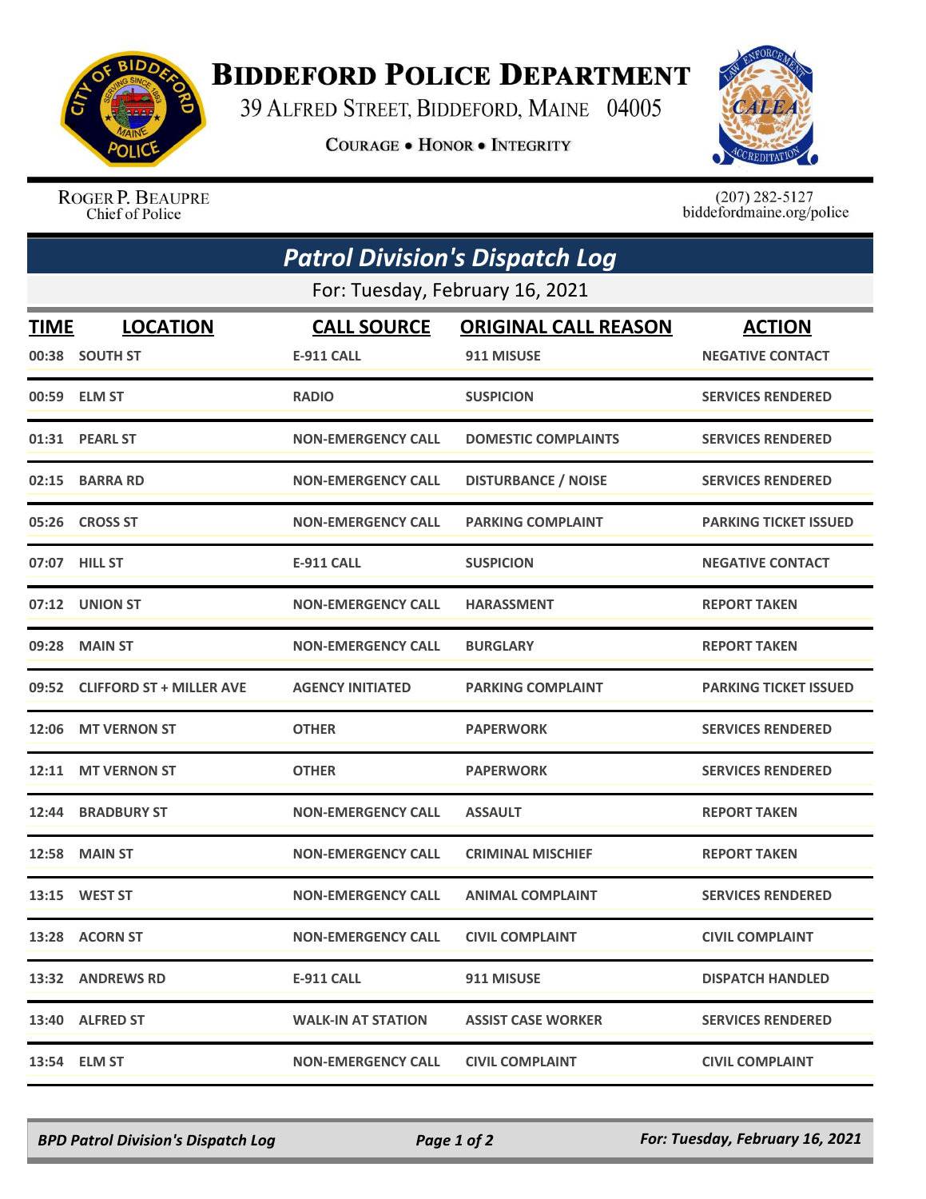# Biddeford Police Department

39 Alfred Street, Biddeford, Maine 04005

**Courage • Honor • Integrity**

Roger P. Beaupre
Chief of Police

(207) 282-5127
biddefordmaine.org/police

## *Patrol Division's Dispatch Log*

For: Tuesday, February 16, 2021

| TIME | LOCATION | CALL SOURCE | ORIGINAL CALL REASON | ACTION |
|---|---|---|---|---|
| 00:38 | SOUTH ST | E-911 CALL | 911 MISUSE | NEGATIVE CONTACT |
| 00:59 | ELM ST | RADIO | SUSPICION | SERVICES RENDERED |
| 01:31 | PEARL ST | NON-EMERGENCY CALL | DOMESTIC COMPLAINTS | SERVICES RENDERED |
| 02:15 | BARRA RD | NON-EMERGENCY CALL | DISTURBANCE / NOISE | SERVICES RENDERED |
| 05:26 | CROSS ST | NON-EMERGENCY CALL | PARKING COMPLAINT | PARKING TICKET ISSUED |
| 07:07 | HILL ST | E-911 CALL | SUSPICION | NEGATIVE CONTACT |
| 07:12 | UNION ST | NON-EMERGENCY CALL | HARASSMENT | REPORT TAKEN |
| 09:28 | MAIN ST | NON-EMERGENCY CALL | BURGLARY | REPORT TAKEN |
| 09:52 | CLIFFORD ST + MILLER AVE | AGENCY INITIATED | PARKING COMPLAINT | PARKING TICKET ISSUED |
| 12:06 | MT VERNON ST | OTHER | PAPERWORK | SERVICES RENDERED |
| 12:11 | MT VERNON ST | OTHER | PAPERWORK | SERVICES RENDERED |
| 12:44 | BRADBURY ST | NON-EMERGENCY CALL | ASSAULT | REPORT TAKEN |
| 12:58 | MAIN ST | NON-EMERGENCY CALL | CRIMINAL MISCHIEF | REPORT TAKEN |
| 13:15 | WEST ST | NON-EMERGENCY CALL | ANIMAL COMPLAINT | SERVICES RENDERED |
| 13:28 | ACORN ST | NON-EMERGENCY CALL | CIVIL COMPLAINT | CIVIL COMPLAINT |
| 13:32 | ANDREWS RD | E-911 CALL | 911 MISUSE | DISPATCH HANDLED |
| 13:40 | ALFRED ST | WALK-IN AT STATION | ASSIST CASE WORKER | SERVICES RENDERED |
| 13:54 | ELM ST | NON-EMERGENCY CALL | CIVIL COMPLAINT | CIVIL COMPLAINT |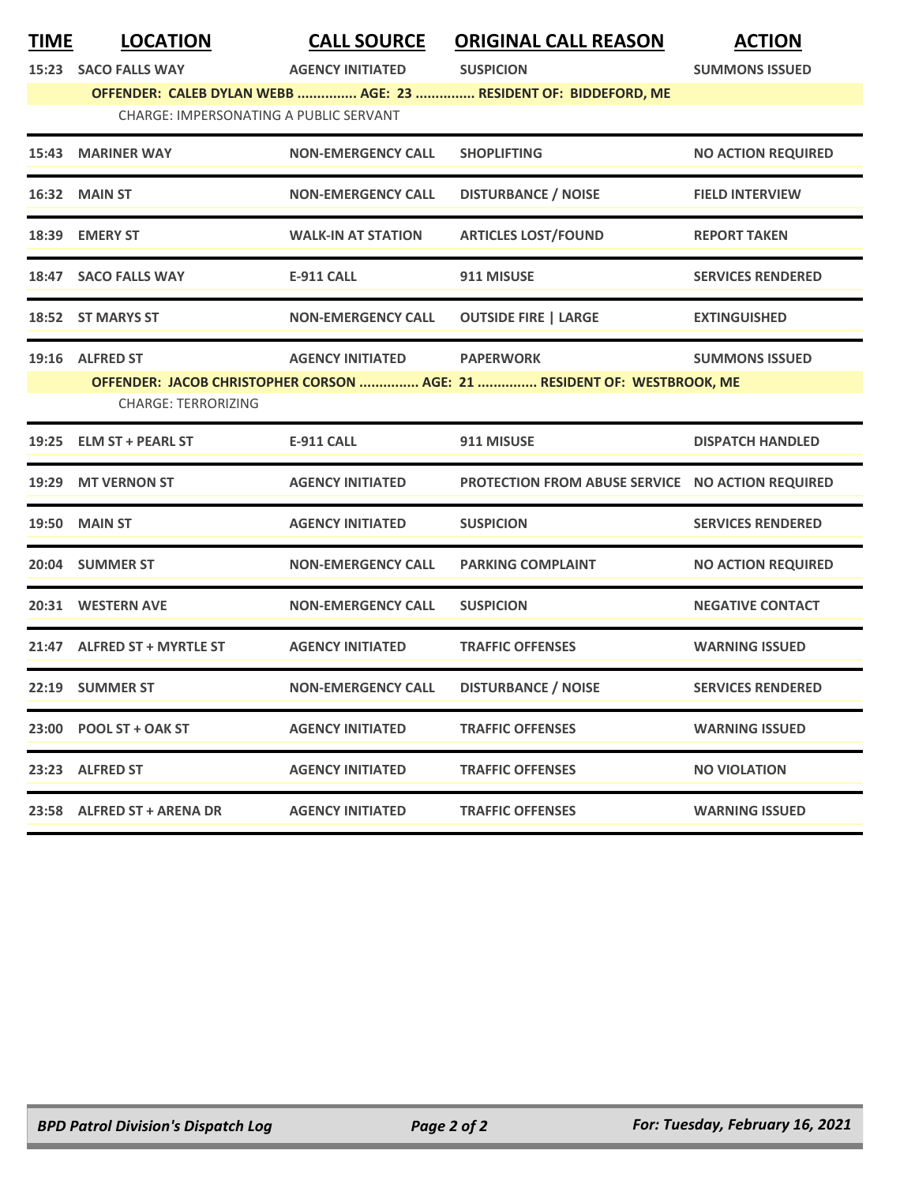| TIME | LOCATION | CALL SOURCE | ORIGINAL CALL REASON | ACTION |
| --- | --- | --- | --- | --- |
| 15:23 | SACO FALLS WAY | AGENCY INITIATED | SUSPICION | SUMMONS ISSUED |
| | OFFENDER: CALEB DYLAN WEBB ............... AGE: 23 ............... RESIDENT OF: BIDDEFORD, ME | | | |
| | CHARGE: IMPERSONATING A PUBLIC SERVANT | | | |
| 15:43 | MARINER WAY | NON-EMERGENCY CALL | SHOPLIFTING | NO ACTION REQUIRED |
| 16:32 | MAIN ST | NON-EMERGENCY CALL | DISTURBANCE / NOISE | FIELD INTERVIEW |
| 18:39 | EMERY ST | WALK-IN AT STATION | ARTICLES LOST/FOUND | REPORT TAKEN |
| 18:47 | SACO FALLS WAY | E-911 CALL | 911 MISUSE | SERVICES RENDERED |
| 18:52 | ST MARYS ST | NON-EMERGENCY CALL | OUTSIDE FIRE \| LARGE | EXTINGUISHED |
| 19:16 | ALFRED ST | AGENCY INITIATED | PAPERWORK | SUMMONS ISSUED |
| | OFFENDER: JACOB CHRISTOPHER CORSON ............... AGE: 21 ............... RESIDENT OF: WESTBROOK, ME | | | |
| | CHARGE: TERRORIZING | | | |
| 19:25 | ELM ST + PEARL ST | E-911 CALL | 911 MISUSE | DISPATCH HANDLED |
| 19:29 | MT VERNON ST | AGENCY INITIATED | PROTECTION FROM ABUSE SERVICE | NO ACTION REQUIRED |
| 19:50 | MAIN ST | AGENCY INITIATED | SUSPICION | SERVICES RENDERED |
| 20:04 | SUMMER ST | NON-EMERGENCY CALL | PARKING COMPLAINT | NO ACTION REQUIRED |
| 20:31 | WESTERN AVE | NON-EMERGENCY CALL | SUSPICION | NEGATIVE CONTACT |
| 21:47 | ALFRED ST + MYRTLE ST | AGENCY INITIATED | TRAFFIC OFFENSES | WARNING ISSUED |
| 22:19 | SUMMER ST | NON-EMERGENCY CALL | DISTURBANCE / NOISE | SERVICES RENDERED |
| 23:00 | POOL ST + OAK ST | AGENCY INITIATED | TRAFFIC OFFENSES | WARNING ISSUED |
| 23:23 | ALFRED ST | AGENCY INITIATED | TRAFFIC OFFENSES | NO VIOLATION |
| 23:58 | ALFRED ST + ARENA DR | AGENCY INITIATED | TRAFFIC OFFENSES | WARNING ISSUED |